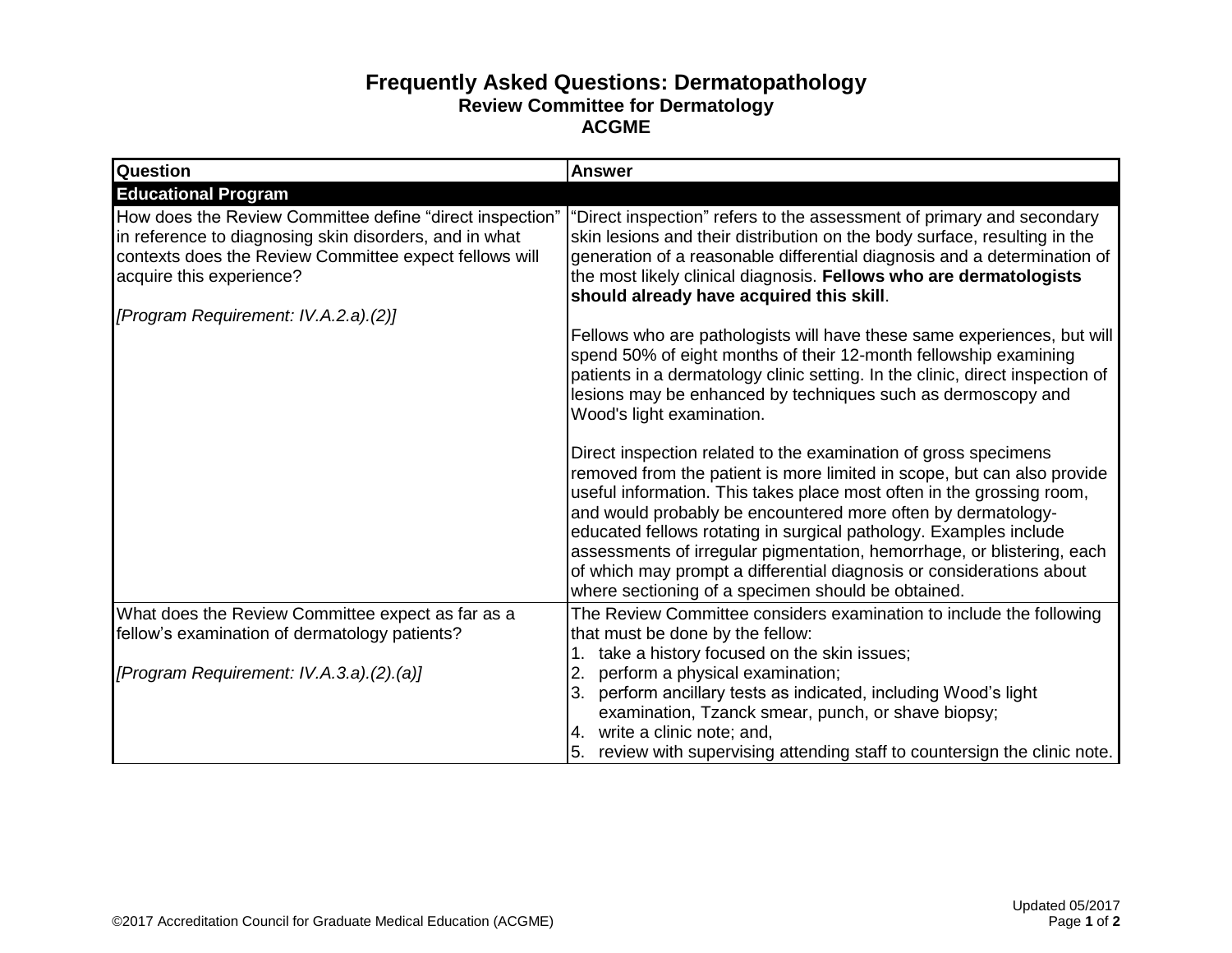# Frequently Asked Questions: Dermatopathology

## Review Committee for Dermatology

## ACGME

| Question | Answer |
| --- | --- |
| **Educational Program** | |
| How does the Review Committee define "direct inspection" in reference to diagnosing skin disorders, and in what contexts does the Review Committee expect fellows will acquire this experience?<br><br>*[Program Requirement: IV.A.2.a).(2)]* | "Direct inspection" refers to the assessment of primary and secondary skin lesions and their distribution on the body surface, resulting in the generation of a reasonable differential diagnosis and a determination of the most likely clinical diagnosis. **Fellows who are dermatologists should already have acquired this skill**.<br><br>Fellows who are pathologists will have these same experiences, but will spend 50% of eight months of their 12-month fellowship examining patients in a dermatology clinic setting. In the clinic, direct inspection of lesions may be enhanced by techniques such as dermoscopy and Wood's light examination.<br><br>Direct inspection related to the examination of gross specimens removed from the patient is more limited in scope, but can also provide useful information. This takes place most often in the grossing room, and would probably be encountered more often by dermatology-educated fellows rotating in surgical pathology. Examples include assessments of irregular pigmentation, hemorrhage, or blistering, each of which may prompt a differential diagnosis or considerations about where sectioning of a specimen should be obtained. |
| What does the Review Committee expect as far as a fellow's examination of dermatology patients?<br><br>*[Program Requirement: IV.A.3.a).(2).(a)]* | The Review Committee considers examination to include the following that must be done by the fellow:<br>1. take a history focused on the skin issues;<br>2. perform a physical examination;<br>3. perform ancillary tests as indicated, including Wood's light examination, Tzanck smear, punch, or shave biopsy;<br>4. write a clinic note; and,<br>5. review with supervising attending staff to countersign the clinic note. |

©2017 Accreditation Council for Graduate Medical Education (ACGME)

Updated 05/2017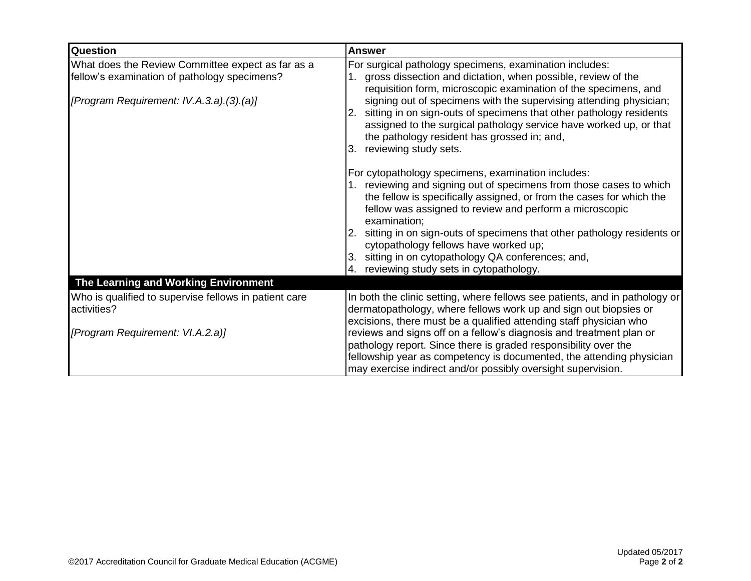| Question | Answer |
| --- | --- |
| What does the Review Committee expect as far as a fellow's examination of pathology specimens?<br><br>*[Program Requirement: IV.A.3.a).(3).(a)]* | For surgical pathology specimens, examination includes:<br>1. gross dissection and dictation, when possible, review of the requisition form, microscopic examination of the specimens, and signing out of specimens with the supervising attending physician;<br>2. sitting in on sign-outs of specimens that other pathology residents assigned to the surgical pathology service have worked up, or that the pathology resident has grossed in; and,<br>3. reviewing study sets.<br><br>For cytopathology specimens, examination includes:<br>1. reviewing and signing out of specimens from those cases to which the fellow is specifically assigned, or from the cases for which the fellow was assigned to review and perform a microscopic examination;<br>2. sitting in on sign-outs of specimens that other pathology residents or cytopathology fellows have worked up;<br>3. sitting in on cytopathology QA conferences; and,<br>4. reviewing study sets in cytopathology. |
| **The Learning and Working Environment** | |
| Who is qualified to supervise fellows in patient care activities?<br><br>*[Program Requirement: VI.A.2.a)]* | In both the clinic setting, where fellows see patients, and in pathology or dermatopathology, where fellows work up and sign out biopsies or excisions, there must be a qualified attending staff physician who reviews and signs off on a fellow's diagnosis and treatment plan or pathology report. Since there is graded responsibility over the fellowship year as competency is documented, the attending physician may exercise indirect and/or possibly oversight supervision. |

©2017 Accreditation Council for Graduate Medical Education (ACGME)

Updated 05/2017